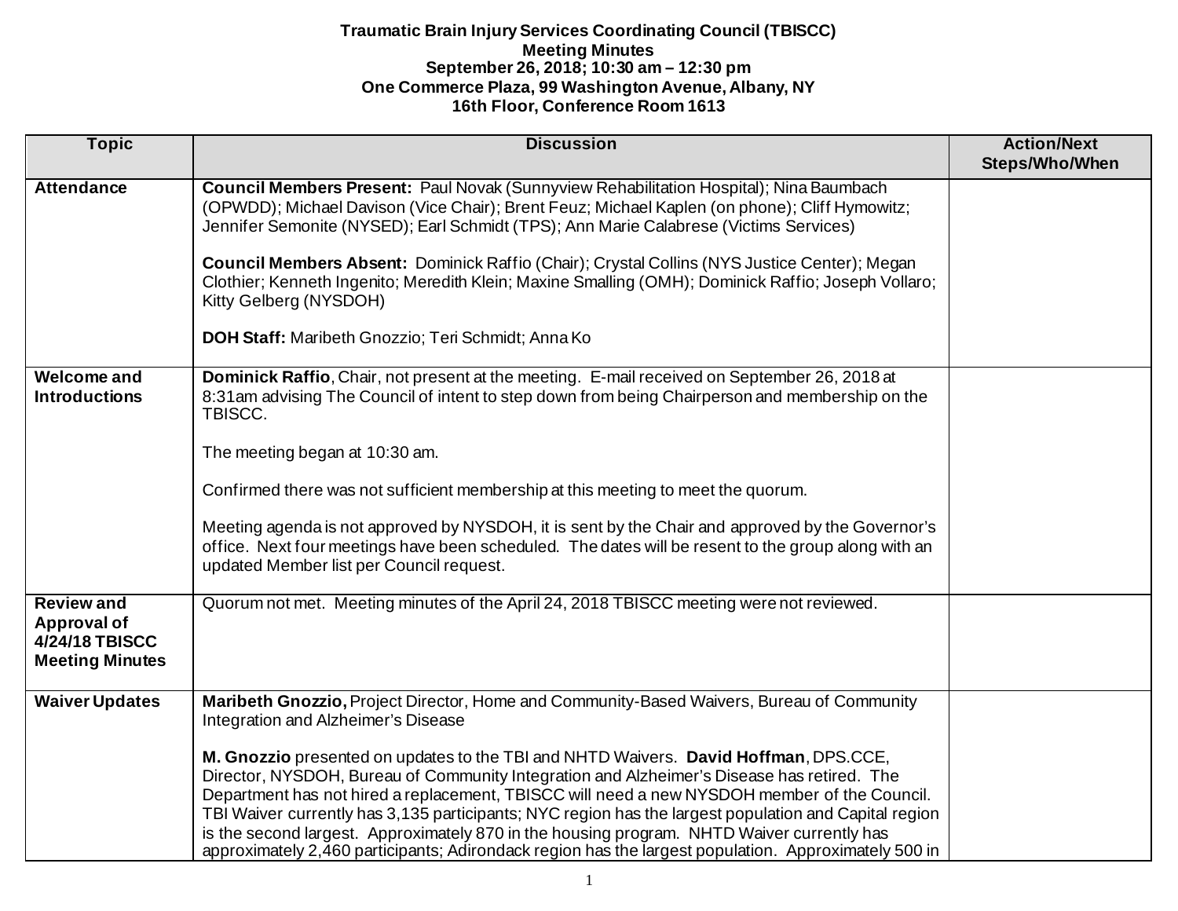**Traumatic Brain Injury Services Coordinating Council (TBISCC)**
**Meeting Minutes**
**September 26, 2018; 10:30 am – 12:30 pm**
**One Commerce Plaza, 99 Washington Avenue, Albany, NY**
**16th Floor, Conference Room 1613**

| Topic | Discussion | Action/Next Steps/Who/When |
|---|---|---|
| **Attendance** | **Council Members Present:** Paul Novak (Sunnyview Rehabilitation Hospital); Nina Baumbach (OPWDD); Michael Davison (Vice Chair); Brent Feuz; Michael Kaplen (on phone); Cliff Hymowitz; Jennifer Semonite (NYSED); Earl Schmidt (TPS); Ann Marie Calabrese (Victims Services)<br><br>**Council Members Absent:** Dominick Raffio (Chair); Crystal Collins (NYS Justice Center); Megan Clothier; Kenneth Ingenito; Meredith Klein; Maxine Smalling (OMH); Dominick Raffio; Joseph Vollaro; Kitty Gelberg (NYSDOH)<br><br>**DOH Staff:** Maribeth Gnozzio; Teri Schmidt; Anna Ko | |
| **Welcome and Introductions** | **Dominick Raffio**, Chair, not present at the meeting. E-mail received on September 26, 2018 at 8:31am advising The Council of intent to step down from being Chairperson and membership on the TBISCC.<br><br>The meeting began at 10:30 am.<br><br>Confirmed there was not sufficient membership at this meeting to meet the quorum.<br><br>Meeting agenda is not approved by NYSDOH, it is sent by the Chair and approved by the Governor's office. Next four meetings have been scheduled. The dates will be resent to the group along with an updated Member list per Council request. | |
| **Review and Approval of 4/24/18 TBISCC Meeting Minutes** | Quorum not met. Meeting minutes of the April 24, 2018 TBISCC meeting were not reviewed. | |
| **Waiver Updates** | **Maribeth Gnozzio,** Project Director, Home and Community-Based Waivers, Bureau of Community Integration and Alzheimer's Disease<br><br>**M. Gnozzio** presented on updates to the TBI and NHTD Waivers. **David Hoffman**, DPS.CCE, Director, NYSDOH, Bureau of Community Integration and Alzheimer's Disease has retired. The Department has not hired a replacement, TBISCC will need a new NYSDOH member of the Council. TBI Waiver currently has 3,135 participants; NYC region has the largest population and Capital region is the second largest. Approximately 870 in the housing program. NHTD Waiver currently has approximately 2,460 participants; Adirondack region has the largest population. Approximately 500 in | |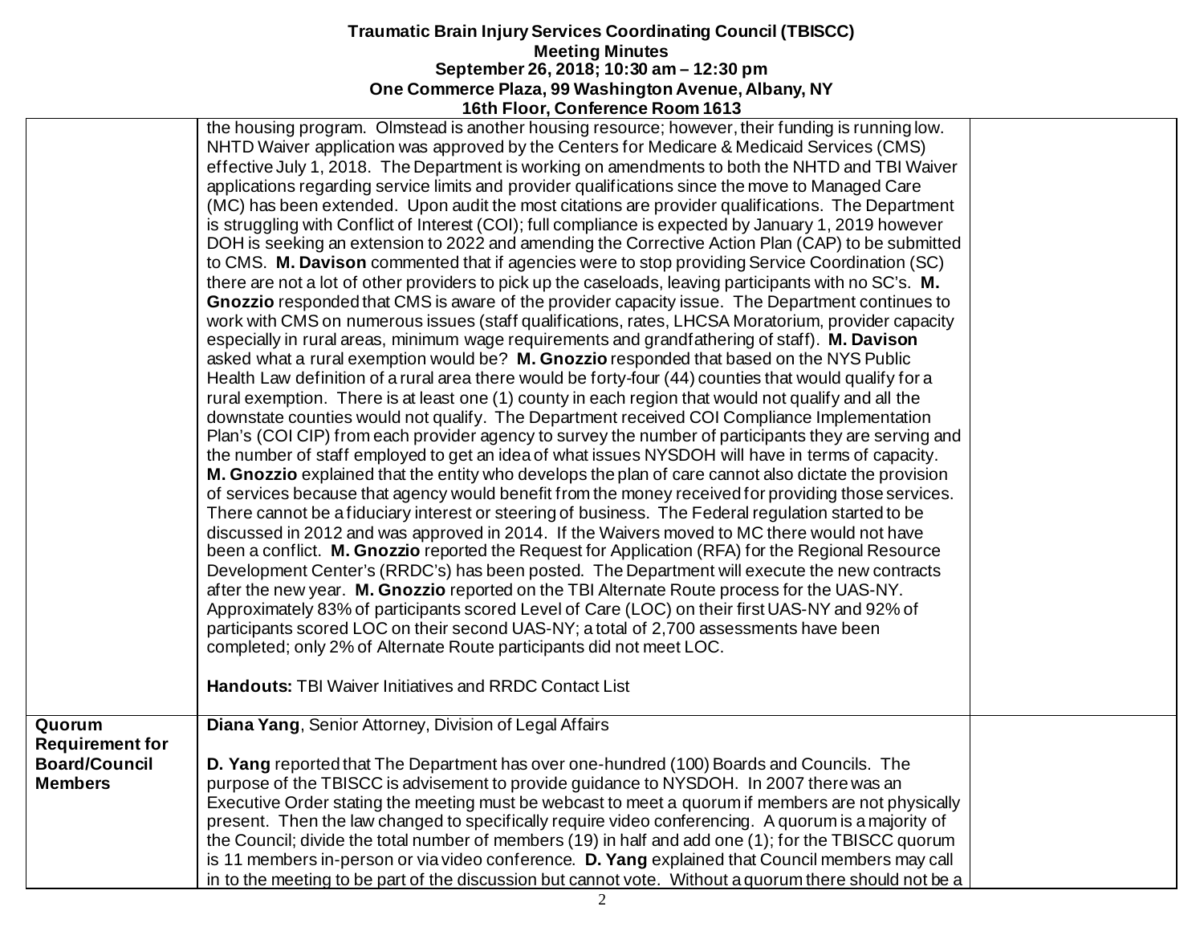| | | |
|---|---|---|
| | the housing program. Olmstead is another housing resource; however, their funding is running low. NHTD Waiver application was approved by the Centers for Medicare & Medicaid Services (CMS) effective July 1, 2018. The Department is working on amendments to both the NHTD and TBI Waiver applications regarding service limits and provider qualifications since the move to Managed Care (MC) has been extended. Upon audit the most citations are provider qualifications. The Department is struggling with Conflict of Interest (COI); full compliance is expected by January 1, 2019 however DOH is seeking an extension to 2022 and amending the Corrective Action Plan (CAP) to be submitted to CMS. **M. Davison** commented that if agencies were to stop providing Service Coordination (SC) there are not a lot of other providers to pick up the caseloads, leaving participants with no SC's. **M. Gnozzio** responded that CMS is aware of the provider capacity issue. The Department continues to work with CMS on numerous issues (staff qualifications, rates, LHCSA Moratorium, provider capacity especially in rural areas, minimum wage requirements and grandfathering of staff). **M. Davison** asked what a rural exemption would be? **M. Gnozzio** responded that based on the NYS Public Health Law definition of a rural area there would be forty-four (44) counties that would qualify for a rural exemption. There is at least one (1) county in each region that would not qualify and all the downstate counties would not qualify. The Department received COI Compliance Implementation Plan's (COI CIP) from each provider agency to survey the number of participants they are serving and the number of staff employed to get an idea of what issues NYSDOH will have in terms of capacity. **M. Gnozzio** explained that the entity who develops the plan of care cannot also dictate the provision of services because that agency would benefit from the money received for providing those services. There cannot be a fiduciary interest or steering of business. The Federal regulation started to be discussed in 2012 and was approved in 2014. If the Waivers moved to MC there would not have been a conflict. **M. Gnozzio** reported the Request for Application (RFA) for the Regional Resource Development Center's (RRDC's) has been posted. The Department will execute the new contracts after the new year. **M. Gnozzio** reported on the TBI Alternate Route process for the UAS-NY. Approximately 83% of participants scored Level of Care (LOC) on their first UAS-NY and 92% of participants scored LOC on their second UAS-NY; a total of 2,700 assessments have been completed; only 2% of Alternate Route participants did not meet LOC.<br><br>**Handouts:** TBI Waiver Initiatives and RRDC Contact List | |
| **Quorum Requirement for Board/Council Members** | **Diana Yang**, Senior Attorney, Division of Legal Affairs<br><br>**D. Yang** reported that The Department has over one-hundred (100) Boards and Councils. The purpose of the TBISCC is advisement to provide guidance to NYSDOH. In 2007 there was an Executive Order stating the meeting must be webcast to meet a quorum if members are not physically present. Then the law changed to specifically require video conferencing. A quorum is a majority of the Council; divide the total number of members (19) in half and add one (1); for the TBISCC quorum is 11 members in-person or via video conference. **D. Yang** explained that Council members may call in to the meeting to be part of the discussion but cannot vote. Without a quorum there should not be a | |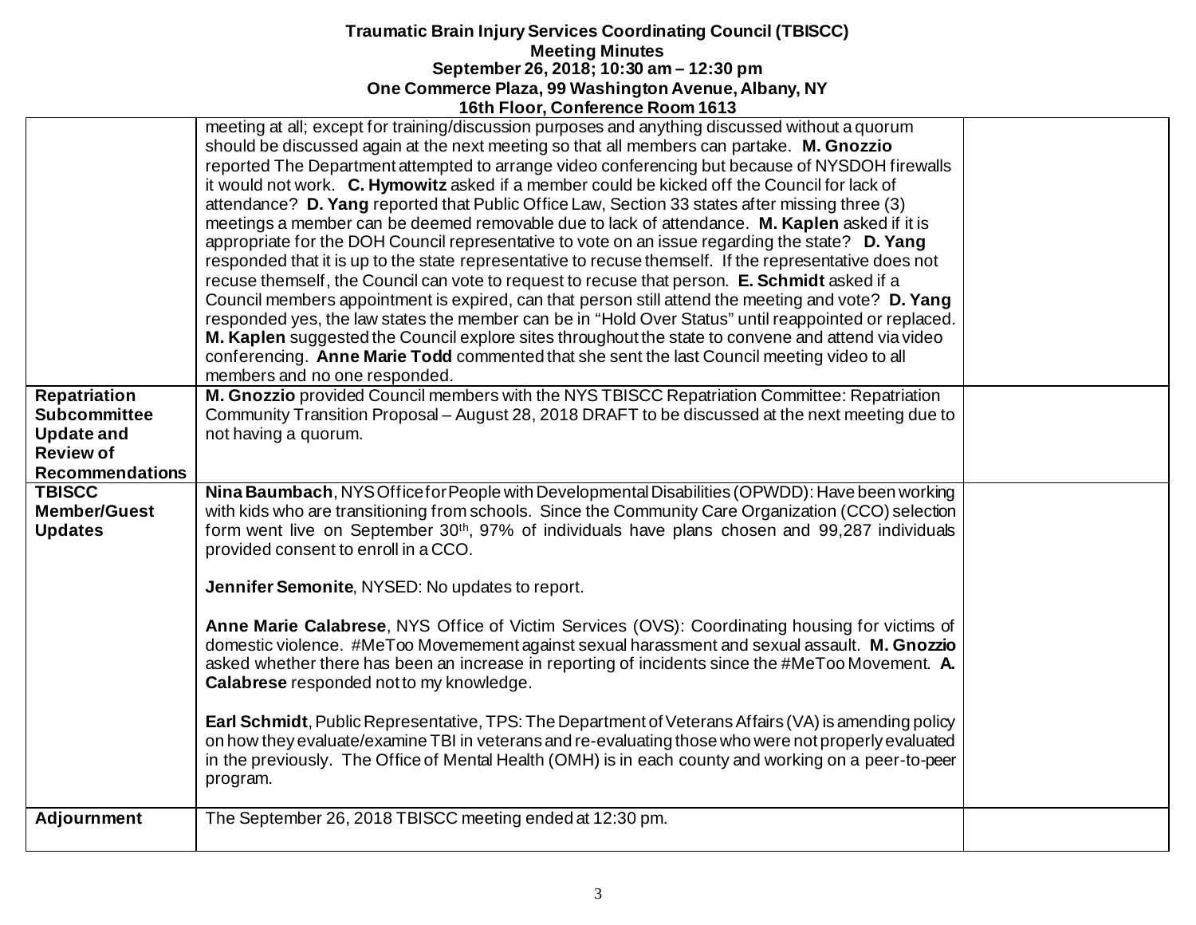**Traumatic Brain Injury Services Coordinating Council (TBISCC)**
**Meeting Minutes**
**September 26, 2018; 10:30 am – 12:30 pm**
**One Commerce Plaza, 99 Washington Avenue, Albany, NY**
**16th Floor, Conference Room 1613**

| | | |
|---|---|---|
| | meeting at all; except for training/discussion purposes and anything discussed without a quorum should be discussed again at the next meeting so that all members can partake. **M. Gnozzio** reported The Department attempted to arrange video conferencing but because of NYSDOH firewalls it would not work. **C. Hymowitz** asked if a member could be kicked off the Council for lack of attendance? **D. Yang** reported that Public Office Law, Section 33 states after missing three (3) meetings a member can be deemed removable due to lack of attendance. **M. Kaplen** asked if it is appropriate for the DOH Council representative to vote on an issue regarding the state? **D. Yang** responded that it is up to the state representative to recuse themself. If the representative does not recuse themself, the Council can vote to request to recuse that person. **E. Schmidt** asked if a Council members appointment is expired, can that person still attend the meeting and vote? **D. Yang** responded yes, the law states the member can be in "Hold Over Status" until reappointed or replaced. **M. Kaplen** suggested the Council explore sites throughout the state to convene and attend via video conferencing. **Anne Marie Todd** commented that she sent the last Council meeting video to all members and no one responded. | |
| **Repatriation Subcommittee Update and Review of Recommendations** | **M. Gnozzio** provided Council members with the NYS TBISCC Repatriation Committee: Repatriation Community Transition Proposal – August 28, 2018 DRAFT to be discussed at the next meeting due to not having a quorum. | |
| **TBISCC Member/Guest Updates** | **Nina Baumbach**, NYS Office for People with Developmental Disabilities (OPWDD): Have been working with kids who are transitioning from schools. Since the Community Care Organization (CCO) selection form went live on September 30th, 97% of individuals have plans chosen and 99,287 individuals provided consent to enroll in a CCO.<br><br>**Jennifer Semonite**, NYSED: No updates to report.<br><br>**Anne Marie Calabrese**, NYS Office of Victim Services (OVS): Coordinating housing for victims of domestic violence. #MeToo Movemement against sexual harassment and sexual assault. **M. Gnozzio** asked whether there has been an increase in reporting of incidents since the #MeToo Movement. **A. Calabrese** responded not to my knowledge.<br><br>**Earl Schmidt**, Public Representative, TPS: The Department of Veterans Affairs (VA) is amending policy on how they evaluate/examine TBI in veterans and re-evaluating those who were not properly evaluated in the previously. The Office of Mental Health (OMH) is in each county and working on a peer-to-peer program. | |
| **Adjournment** | The September 26, 2018 TBISCC meeting ended at 12:30 pm. | |